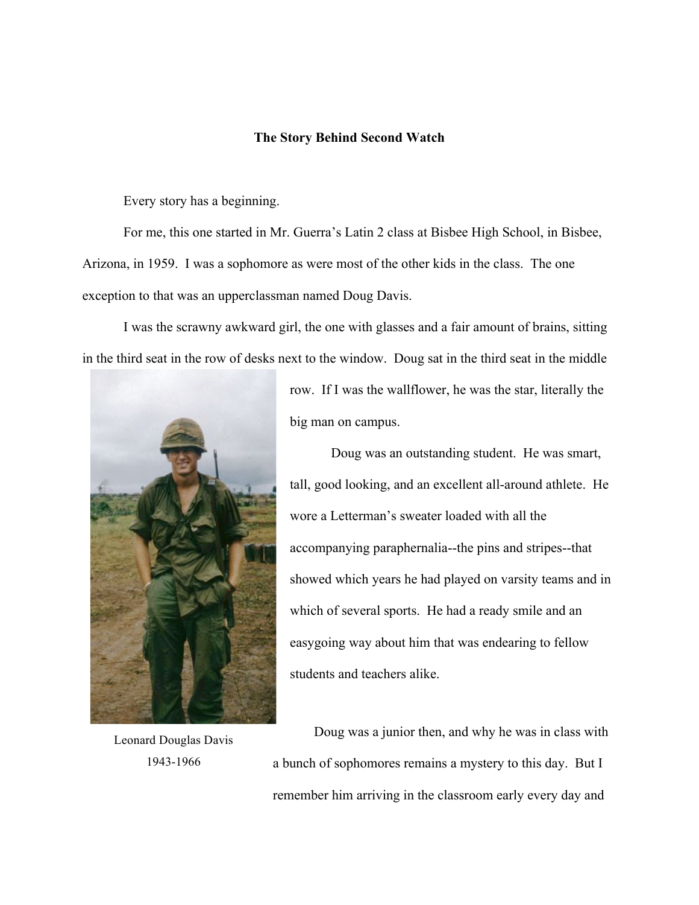**The Story Behind Second Watch**

Every story has a beginning.

For me, this one started in Mr. Guerra's Latin 2 class at Bisbee High School, in Bisbee, Arizona, in 1959. I was a sophomore as were most of the other kids in the class. The one exception to that was an upperclassman named Doug Davis.

I was the scrawny awkward girl, the one with glasses and a fair amount of brains, sitting in the third seat in the row of desks next to the window. Doug sat in the third seat in the middle row. If I was the wallflower, he was the star, literally the big man on campus.

Doug was an outstanding student. He was smart, tall, good looking, and an excellent all-around athlete. He wore a Letterman's sweater loaded with all the accompanying paraphernalia--the pins and stripes--that showed which years he had played on varsity teams and in which of several sports. He had a ready smile and an easygoing way about him that was endearing to fellow students and teachers alike.

Leonard Douglas Davis
1943-1966

Doug was a junior then, and why he was in class with a bunch of sophomores remains a mystery to this day. But I remember him arriving in the classroom early every day and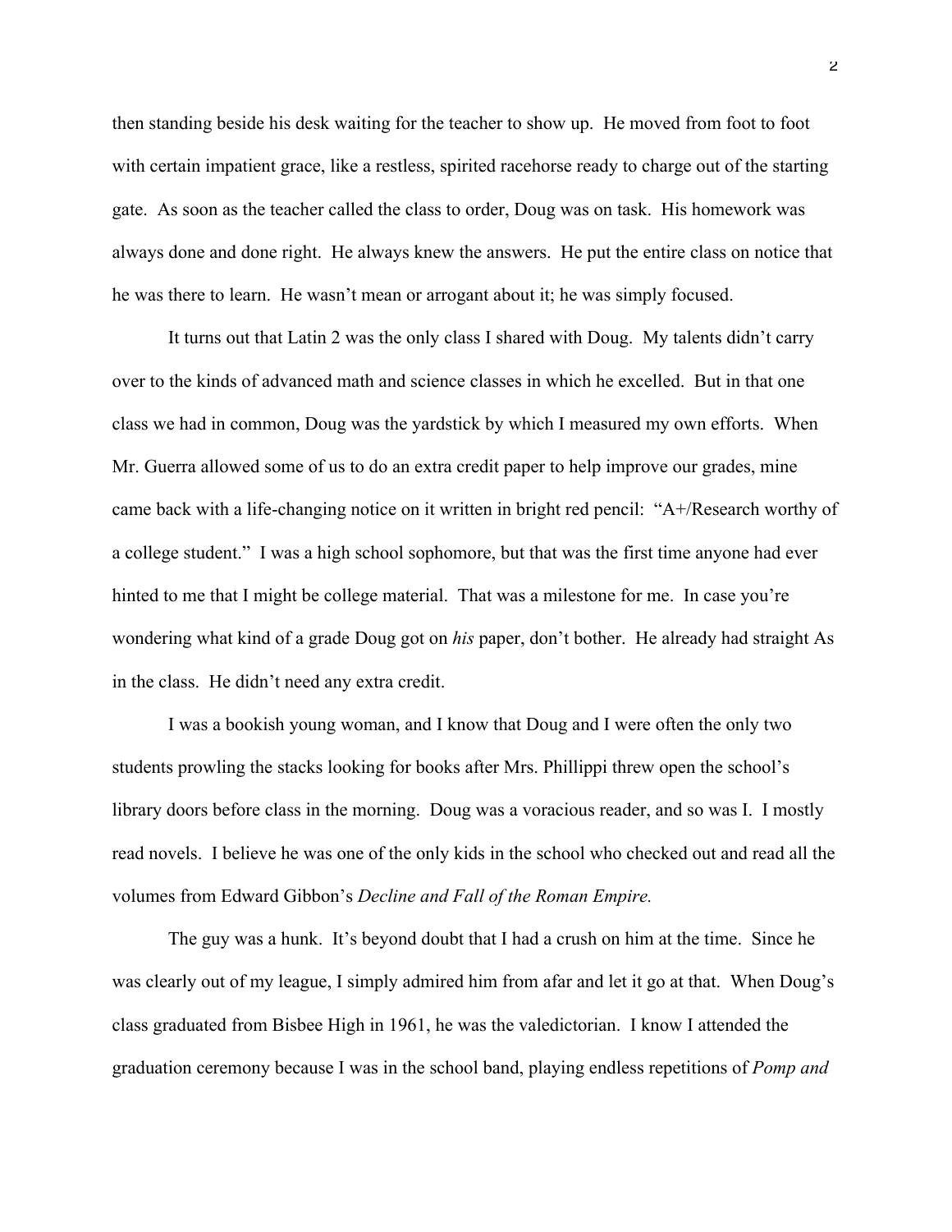then standing beside his desk waiting for the teacher to show up. He moved from foot to foot with certain impatient grace, like a restless, spirited racehorse ready to charge out of the starting gate. As soon as the teacher called the class to order, Doug was on task. His homework was always done and done right. He always knew the answers. He put the entire class on notice that he was there to learn. He wasn't mean or arrogant about it; he was simply focused.

It turns out that Latin 2 was the only class I shared with Doug. My talents didn't carry over to the kinds of advanced math and science classes in which he excelled. But in that one class we had in common, Doug was the yardstick by which I measured my own efforts. When Mr. Guerra allowed some of us to do an extra credit paper to help improve our grades, mine came back with a life-changing notice on it written in bright red pencil: "A+/Research worthy of a college student." I was a high school sophomore, but that was the first time anyone had ever hinted to me that I might be college material. That was a milestone for me. In case you're wondering what kind of a grade Doug got on *his* paper, don't bother. He already had straight As in the class. He didn't need any extra credit.

I was a bookish young woman, and I know that Doug and I were often the only two students prowling the stacks looking for books after Mrs. Phillippi threw open the school's library doors before class in the morning. Doug was a voracious reader, and so was I. I mostly read novels. I believe he was one of the only kids in the school who checked out and read all the volumes from Edward Gibbon's *Decline and Fall of the Roman Empire.*

The guy was a hunk. It's beyond doubt that I had a crush on him at the time. Since he was clearly out of my league, I simply admired him from afar and let it go at that. When Doug's class graduated from Bisbee High in 1961, he was the valedictorian. I know I attended the graduation ceremony because I was in the school band, playing endless repetitions of *Pomp and*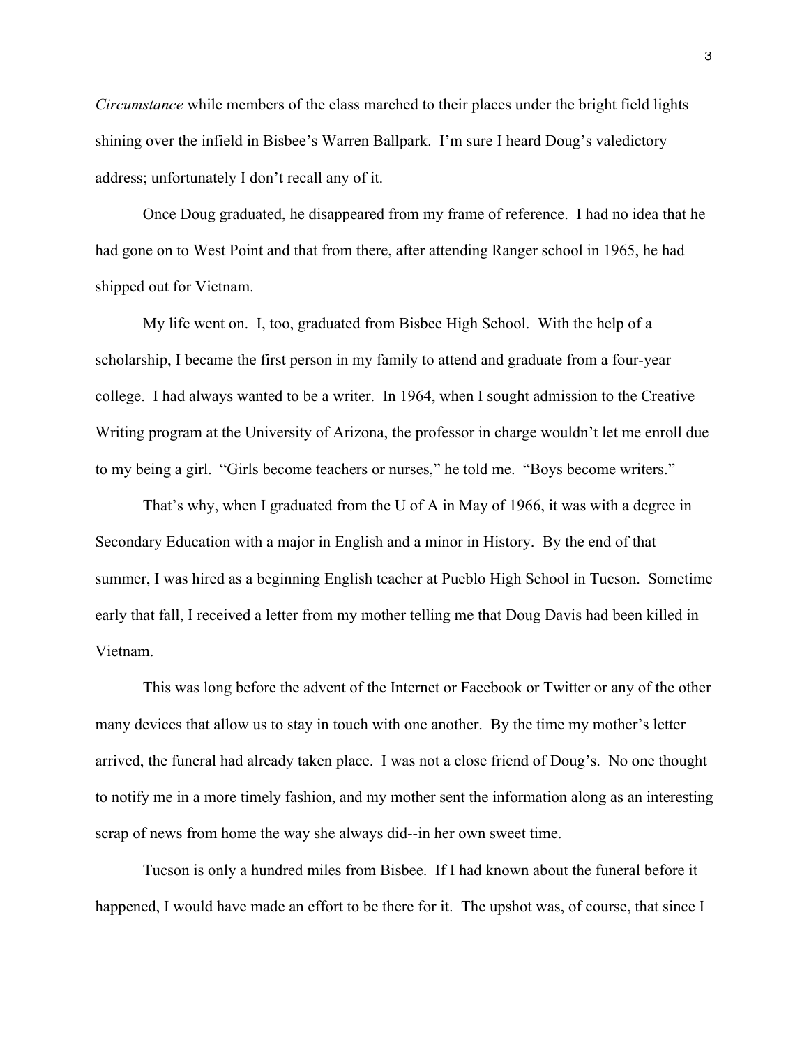*Circumstance* while members of the class marched to their places under the bright field lights shining over the infield in Bisbee's Warren Ballpark. I'm sure I heard Doug's valedictory address; unfortunately I don't recall any of it.

Once Doug graduated, he disappeared from my frame of reference. I had no idea that he had gone on to West Point and that from there, after attending Ranger school in 1965, he had shipped out for Vietnam.

My life went on. I, too, graduated from Bisbee High School. With the help of a scholarship, I became the first person in my family to attend and graduate from a four-year college. I had always wanted to be a writer. In 1964, when I sought admission to the Creative Writing program at the University of Arizona, the professor in charge wouldn't let me enroll due to my being a girl. "Girls become teachers or nurses," he told me. "Boys become writers."

That's why, when I graduated from the U of A in May of 1966, it was with a degree in Secondary Education with a major in English and a minor in History. By the end of that summer, I was hired as a beginning English teacher at Pueblo High School in Tucson. Sometime early that fall, I received a letter from my mother telling me that Doug Davis had been killed in Vietnam.

This was long before the advent of the Internet or Facebook or Twitter or any of the other many devices that allow us to stay in touch with one another. By the time my mother's letter arrived, the funeral had already taken place. I was not a close friend of Doug's. No one thought to notify me in a more timely fashion, and my mother sent the information along as an interesting scrap of news from home the way she always did--in her own sweet time.

Tucson is only a hundred miles from Bisbee. If I had known about the funeral before it happened, I would have made an effort to be there for it. The upshot was, of course, that since I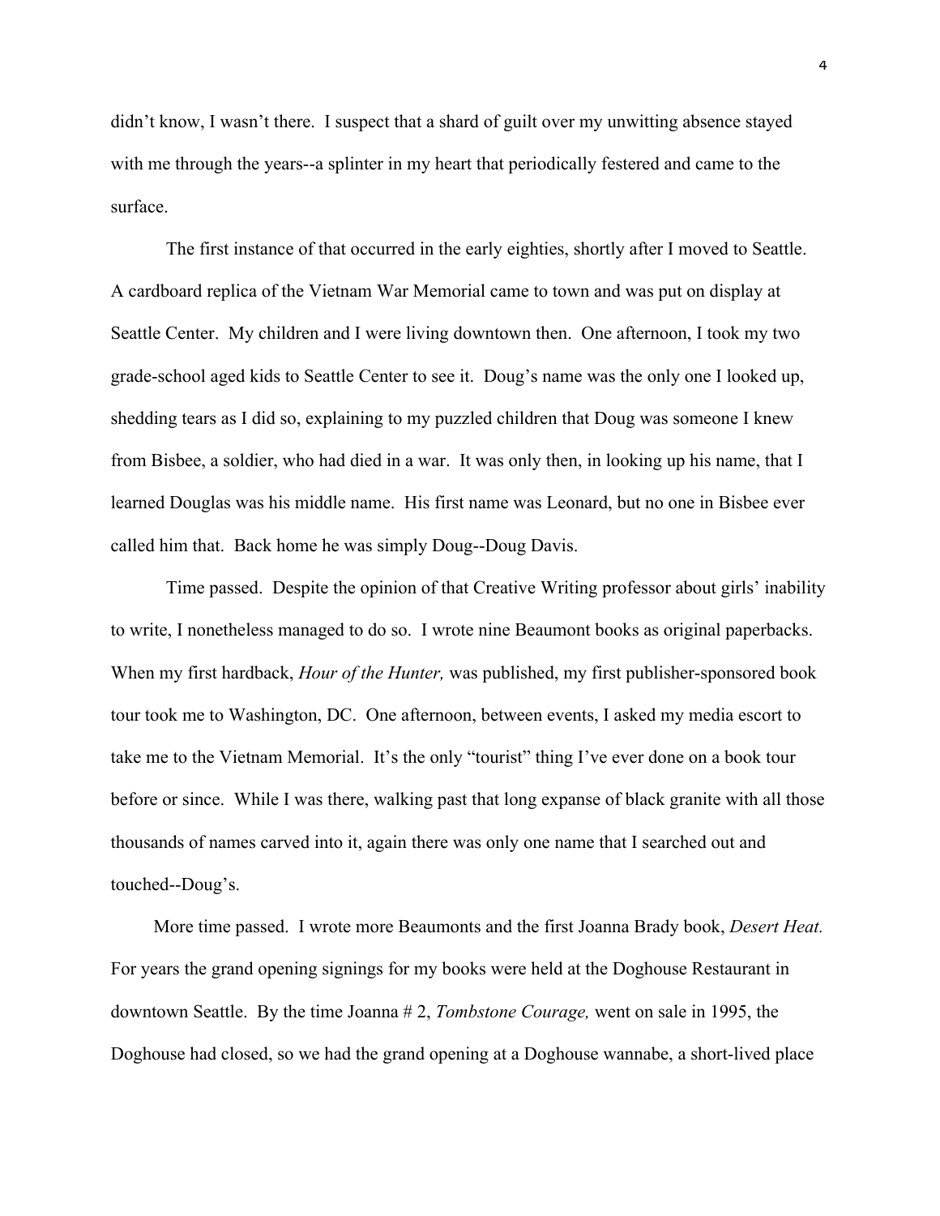didn't know, I wasn't there. I suspect that a shard of guilt over my unwitting absence stayed with me through the years--a splinter in my heart that periodically festered and came to the surface.

The first instance of that occurred in the early eighties, shortly after I moved to Seattle. A cardboard replica of the Vietnam War Memorial came to town and was put on display at Seattle Center. My children and I were living downtown then. One afternoon, I took my two grade-school aged kids to Seattle Center to see it. Doug's name was the only one I looked up, shedding tears as I did so, explaining to my puzzled children that Doug was someone I knew from Bisbee, a soldier, who had died in a war. It was only then, in looking up his name, that I learned Douglas was his middle name. His first name was Leonard, but no one in Bisbee ever called him that. Back home he was simply Doug--Doug Davis.

Time passed. Despite the opinion of that Creative Writing professor about girls' inability to write, I nonetheless managed to do so. I wrote nine Beaumont books as original paperbacks. When my first hardback, *Hour of the Hunter,* was published, my first publisher-sponsored book tour took me to Washington, DC. One afternoon, between events, I asked my media escort to take me to the Vietnam Memorial. It's the only "tourist" thing I've ever done on a book tour before or since. While I was there, walking past that long expanse of black granite with all those thousands of names carved into it, again there was only one name that I searched out and touched--Doug's.

More time passed. I wrote more Beaumonts and the first Joanna Brady book, *Desert Heat.* For years the grand opening signings for my books were held at the Doghouse Restaurant in downtown Seattle. By the time Joanna # 2, *Tombstone Courage,* went on sale in 1995, the Doghouse had closed, so we had the grand opening at a Doghouse wannabe, a short-lived place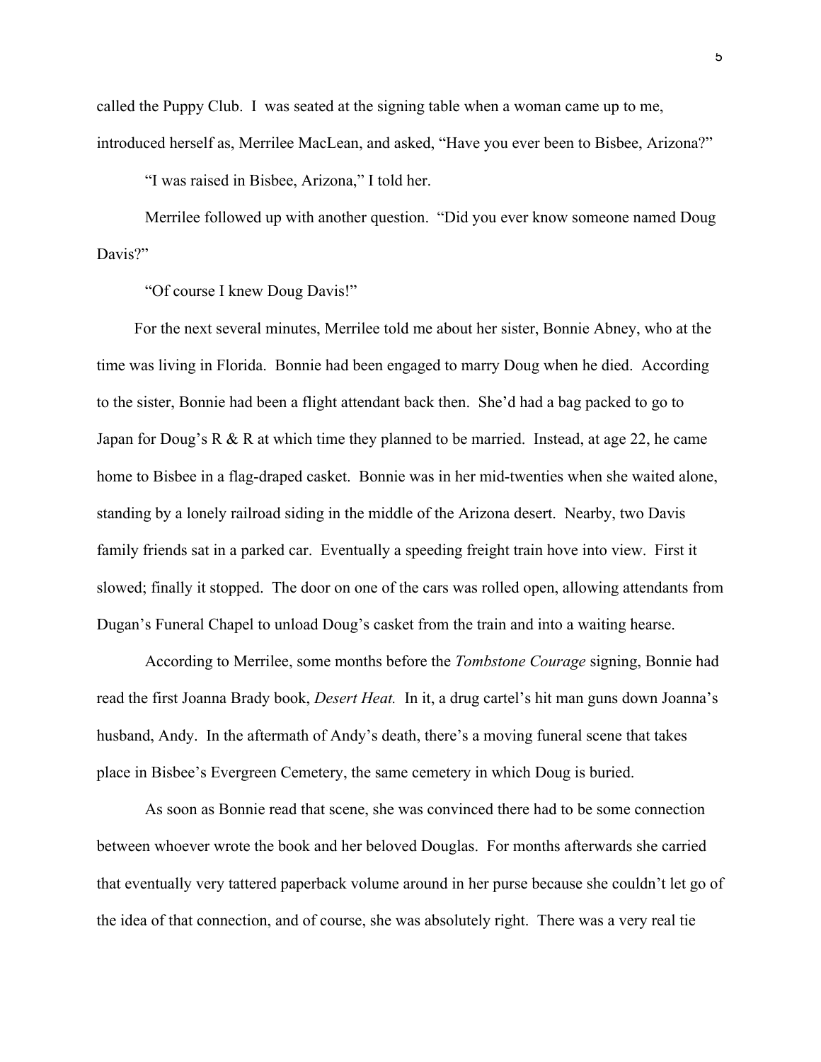called the Puppy Club. I was seated at the signing table when a woman came up to me, introduced herself as, Merrilee MacLean, and asked, "Have you ever been to Bisbee, Arizona?"

"I was raised in Bisbee, Arizona," I told her.

Merrilee followed up with another question. "Did you ever know someone named Doug Davis?"

"Of course I knew Doug Davis!"

For the next several minutes, Merrilee told me about her sister, Bonnie Abney, who at the time was living in Florida. Bonnie had been engaged to marry Doug when he died. According to the sister, Bonnie had been a flight attendant back then. She'd had a bag packed to go to Japan for Doug's R & R at which time they planned to be married. Instead, at age 22, he came home to Bisbee in a flag-draped casket. Bonnie was in her mid-twenties when she waited alone, standing by a lonely railroad siding in the middle of the Arizona desert. Nearby, two Davis family friends sat in a parked car. Eventually a speeding freight train hove into view. First it slowed; finally it stopped. The door on one of the cars was rolled open, allowing attendants from Dugan's Funeral Chapel to unload Doug's casket from the train and into a waiting hearse.

According to Merrilee, some months before the *Tombstone Courage* signing, Bonnie had read the first Joanna Brady book, *Desert Heat.* In it, a drug cartel's hit man guns down Joanna's husband, Andy. In the aftermath of Andy's death, there's a moving funeral scene that takes place in Bisbee's Evergreen Cemetery, the same cemetery in which Doug is buried.

As soon as Bonnie read that scene, she was convinced there had to be some connection between whoever wrote the book and her beloved Douglas. For months afterwards she carried that eventually very tattered paperback volume around in her purse because she couldn't let go of the idea of that connection, and of course, she was absolutely right. There was a very real tie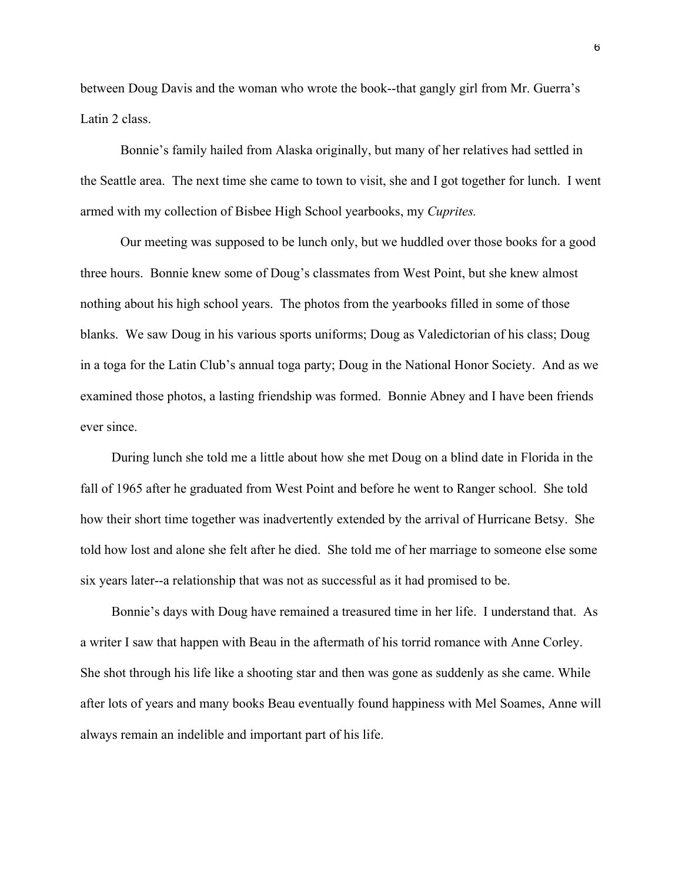between Doug Davis and the woman who wrote the book--that gangly girl from Mr. Guerra's Latin 2 class.

Bonnie's family hailed from Alaska originally, but many of her relatives had settled in the Seattle area. The next time she came to town to visit, she and I got together for lunch. I went armed with my collection of Bisbee High School yearbooks, my *Cuprites.*

Our meeting was supposed to be lunch only, but we huddled over those books for a good three hours. Bonnie knew some of Doug's classmates from West Point, but she knew almost nothing about his high school years. The photos from the yearbooks filled in some of those blanks. We saw Doug in his various sports uniforms; Doug as Valedictorian of his class; Doug in a toga for the Latin Club's annual toga party; Doug in the National Honor Society. And as we examined those photos, a lasting friendship was formed. Bonnie Abney and I have been friends ever since.

During lunch she told me a little about how she met Doug on a blind date in Florida in the fall of 1965 after he graduated from West Point and before he went to Ranger school. She told how their short time together was inadvertently extended by the arrival of Hurricane Betsy. She told how lost and alone she felt after he died. She told me of her marriage to someone else some six years later--a relationship that was not as successful as it had promised to be.

Bonnie's days with Doug have remained a treasured time in her life. I understand that. As a writer I saw that happen with Beau in the aftermath of his torrid romance with Anne Corley. She shot through his life like a shooting star and then was gone as suddenly as she came. While after lots of years and many books Beau eventually found happiness with Mel Soames, Anne will always remain an indelible and important part of his life.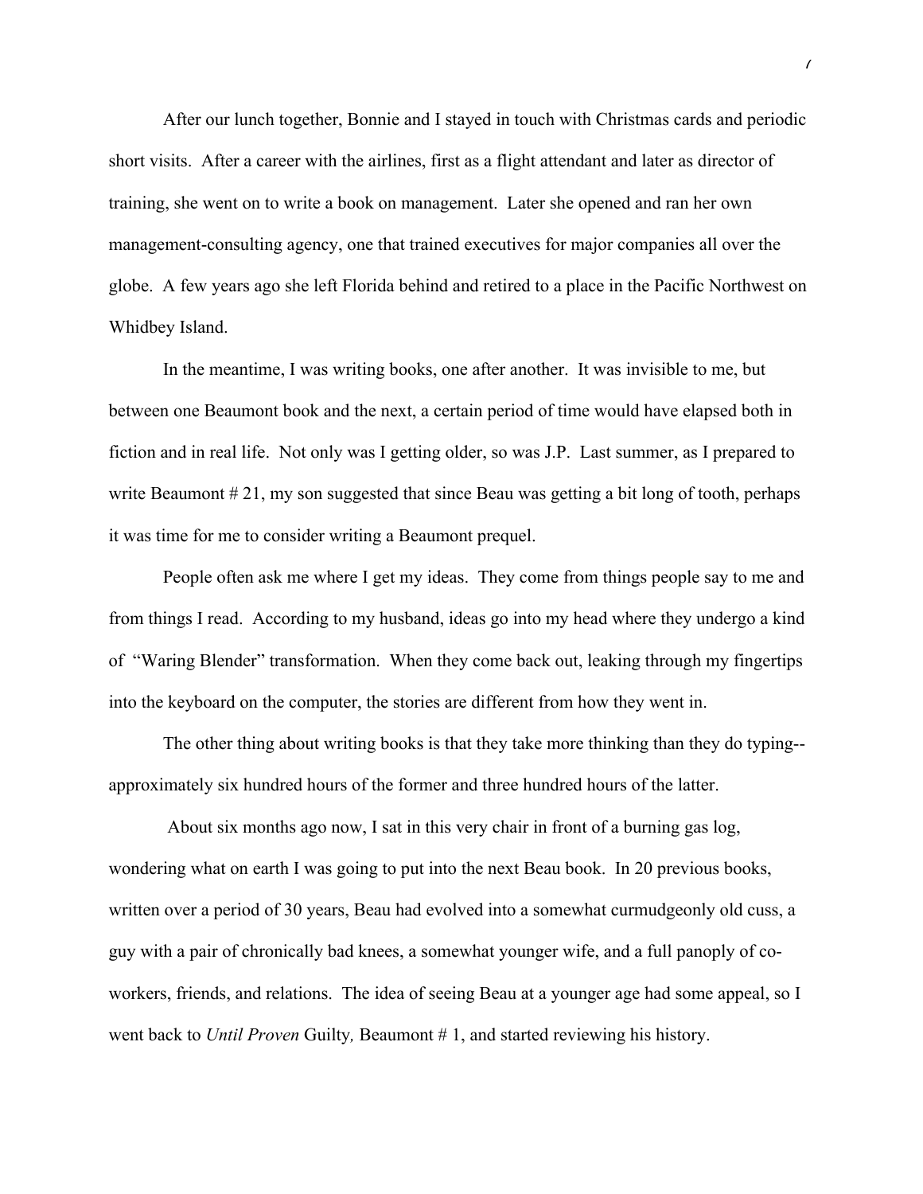After our lunch together, Bonnie and I stayed in touch with Christmas cards and periodic short visits. After a career with the airlines, first as a flight attendant and later as director of training, she went on to write a book on management. Later she opened and ran her own management-consulting agency, one that trained executives for major companies all over the globe. A few years ago she left Florida behind and retired to a place in the Pacific Northwest on Whidbey Island.

In the meantime, I was writing books, one after another. It was invisible to me, but between one Beaumont book and the next, a certain period of time would have elapsed both in fiction and in real life. Not only was I getting older, so was J.P. Last summer, as I prepared to write Beaumont # 21, my son suggested that since Beau was getting a bit long of tooth, perhaps it was time for me to consider writing a Beaumont prequel.

People often ask me where I get my ideas. They come from things people say to me and from things I read. According to my husband, ideas go into my head where they undergo a kind of "Waring Blender" transformation. When they come back out, leaking through my fingertips into the keyboard on the computer, the stories are different from how they went in.

The other thing about writing books is that they take more thinking than they do typing--approximately six hundred hours of the former and three hundred hours of the latter.

About six months ago now, I sat in this very chair in front of a burning gas log, wondering what on earth I was going to put into the next Beau book. In 20 previous books, written over a period of 30 years, Beau had evolved into a somewhat curmudgeonly old cuss, a guy with a pair of chronically bad knees, a somewhat younger wife, and a full panoply of co-workers, friends, and relations. The idea of seeing Beau at a younger age had some appeal, so I went back to *Until Proven* Guilty*,* Beaumont # 1, and started reviewing his history.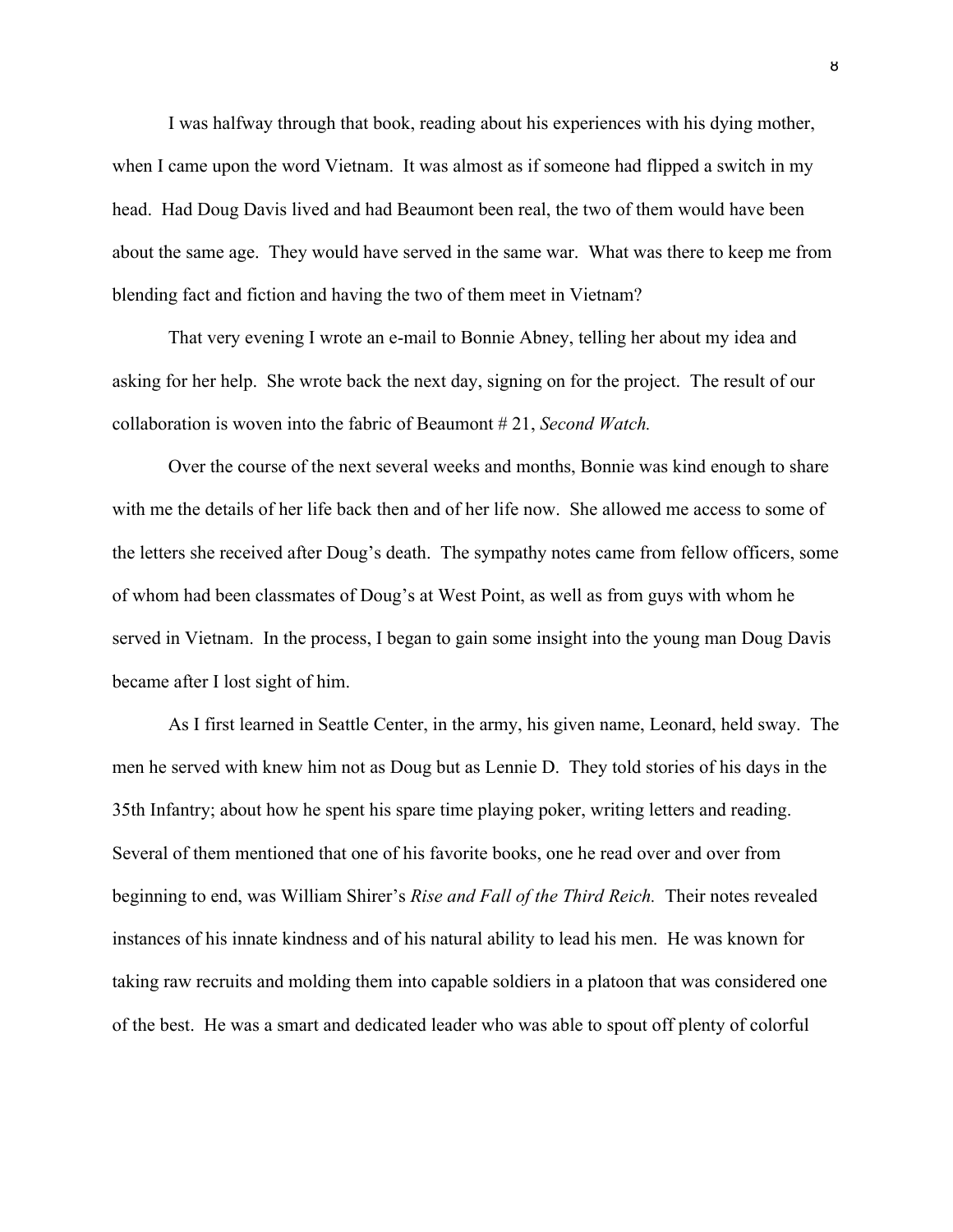I was halfway through that book, reading about his experiences with his dying mother, when I came upon the word Vietnam. It was almost as if someone had flipped a switch in my head. Had Doug Davis lived and had Beaumont been real, the two of them would have been about the same age. They would have served in the same war. What was there to keep me from blending fact and fiction and having the two of them meet in Vietnam?

That very evening I wrote an e-mail to Bonnie Abney, telling her about my idea and asking for her help. She wrote back the next day, signing on for the project. The result of our collaboration is woven into the fabric of Beaumont # 21, *Second Watch.*

Over the course of the next several weeks and months, Bonnie was kind enough to share with me the details of her life back then and of her life now. She allowed me access to some of the letters she received after Doug's death. The sympathy notes came from fellow officers, some of whom had been classmates of Doug's at West Point, as well as from guys with whom he served in Vietnam. In the process, I began to gain some insight into the young man Doug Davis became after I lost sight of him.

As I first learned in Seattle Center, in the army, his given name, Leonard, held sway. The men he served with knew him not as Doug but as Lennie D. They told stories of his days in the 35th Infantry; about how he spent his spare time playing poker, writing letters and reading. Several of them mentioned that one of his favorite books, one he read over and over from beginning to end, was William Shirer's *Rise and Fall of the Third Reich.* Their notes revealed instances of his innate kindness and of his natural ability to lead his men. He was known for taking raw recruits and molding them into capable soldiers in a platoon that was considered one of the best. He was a smart and dedicated leader who was able to spout off plenty of colorful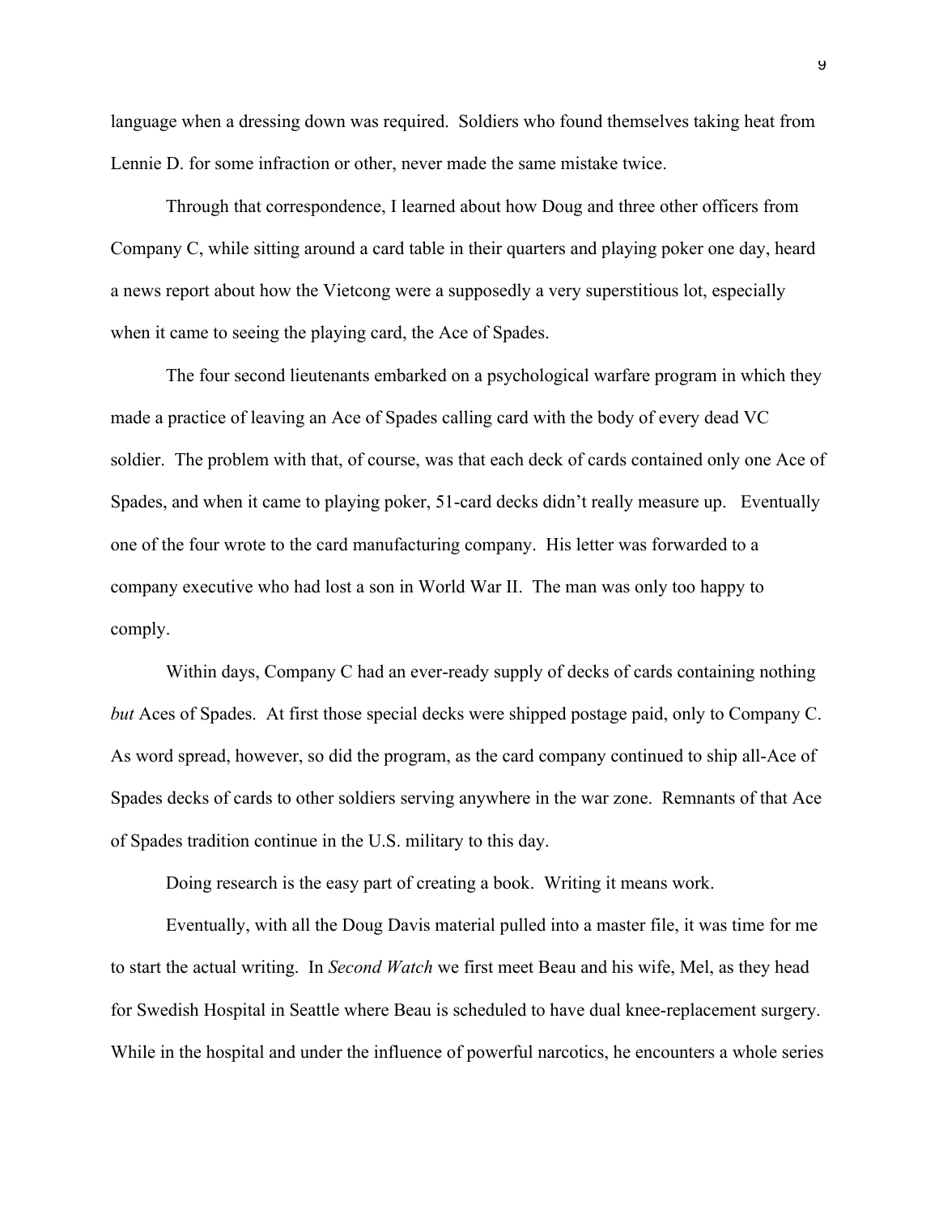language when a dressing down was required. Soldiers who found themselves taking heat from Lennie D. for some infraction or other, never made the same mistake twice.

Through that correspondence, I learned about how Doug and three other officers from Company C, while sitting around a card table in their quarters and playing poker one day, heard a news report about how the Vietcong were a supposedly a very superstitious lot, especially when it came to seeing the playing card, the Ace of Spades.

The four second lieutenants embarked on a psychological warfare program in which they made a practice of leaving an Ace of Spades calling card with the body of every dead VC soldier. The problem with that, of course, was that each deck of cards contained only one Ace of Spades, and when it came to playing poker, 51-card decks didn't really measure up. Eventually one of the four wrote to the card manufacturing company. His letter was forwarded to a company executive who had lost a son in World War II. The man was only too happy to comply.

Within days, Company C had an ever-ready supply of decks of cards containing nothing *but* Aces of Spades. At first those special decks were shipped postage paid, only to Company C. As word spread, however, so did the program, as the card company continued to ship all-Ace of Spades decks of cards to other soldiers serving anywhere in the war zone. Remnants of that Ace of Spades tradition continue in the U.S. military to this day.

Doing research is the easy part of creating a book. Writing it means work.

Eventually, with all the Doug Davis material pulled into a master file, it was time for me to start the actual writing. In *Second Watch* we first meet Beau and his wife, Mel, as they head for Swedish Hospital in Seattle where Beau is scheduled to have dual knee-replacement surgery. While in the hospital and under the influence of powerful narcotics, he encounters a whole series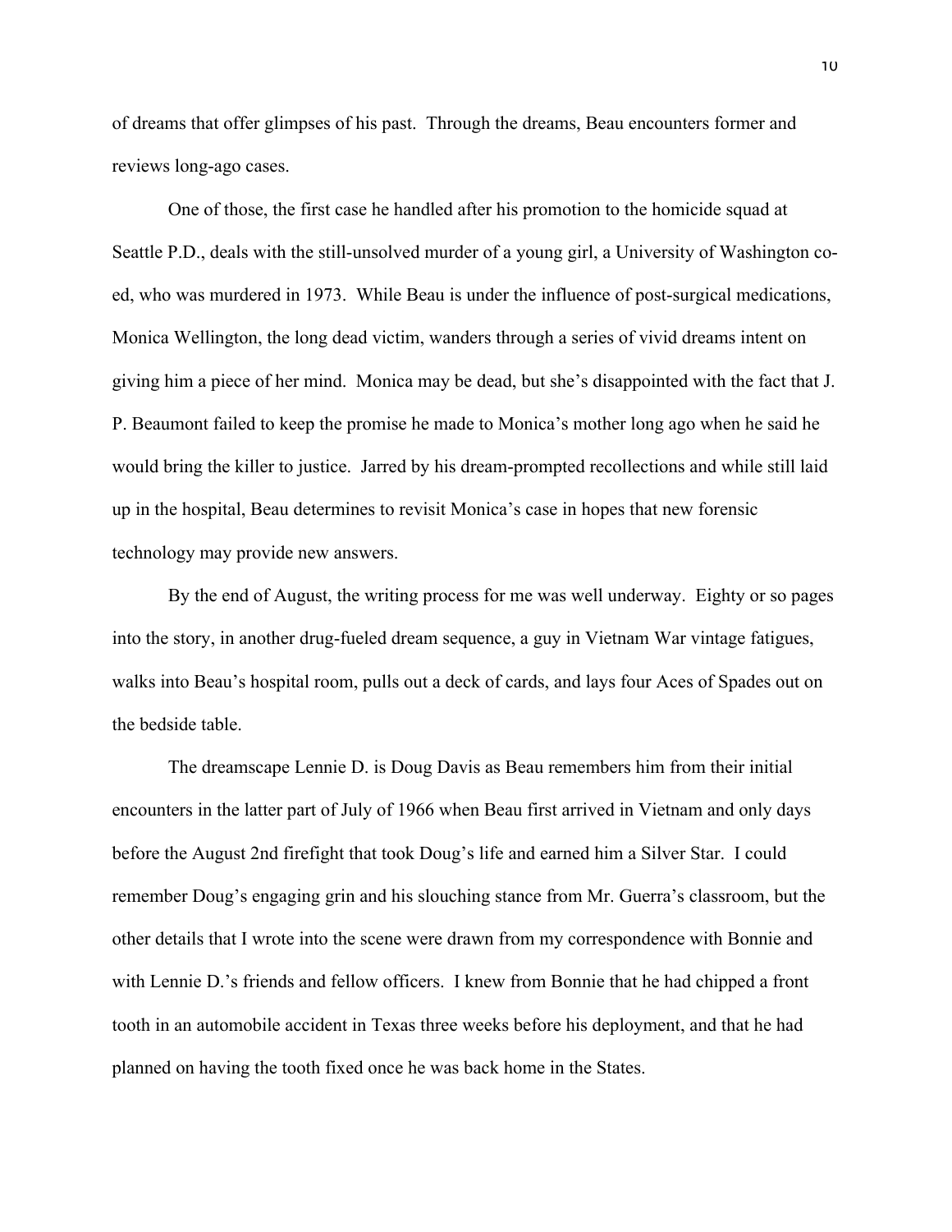of dreams that offer glimpses of his past. Through the dreams, Beau encounters former and reviews long-ago cases.

One of those, the first case he handled after his promotion to the homicide squad at Seattle P.D., deals with the still-unsolved murder of a young girl, a University of Washington co-ed, who was murdered in 1973. While Beau is under the influence of post-surgical medications, Monica Wellington, the long dead victim, wanders through a series of vivid dreams intent on giving him a piece of her mind. Monica may be dead, but she's disappointed with the fact that J. P. Beaumont failed to keep the promise he made to Monica's mother long ago when he said he would bring the killer to justice. Jarred by his dream-prompted recollections and while still laid up in the hospital, Beau determines to revisit Monica's case in hopes that new forensic technology may provide new answers.

By the end of August, the writing process for me was well underway. Eighty or so pages into the story, in another drug-fueled dream sequence, a guy in Vietnam War vintage fatigues, walks into Beau's hospital room, pulls out a deck of cards, and lays four Aces of Spades out on the bedside table.

The dreamscape Lennie D. is Doug Davis as Beau remembers him from their initial encounters in the latter part of July of 1966 when Beau first arrived in Vietnam and only days before the August 2nd firefight that took Doug's life and earned him a Silver Star. I could remember Doug's engaging grin and his slouching stance from Mr. Guerra's classroom, but the other details that I wrote into the scene were drawn from my correspondence with Bonnie and with Lennie D.'s friends and fellow officers. I knew from Bonnie that he had chipped a front tooth in an automobile accident in Texas three weeks before his deployment, and that he had planned on having the tooth fixed once he was back home in the States.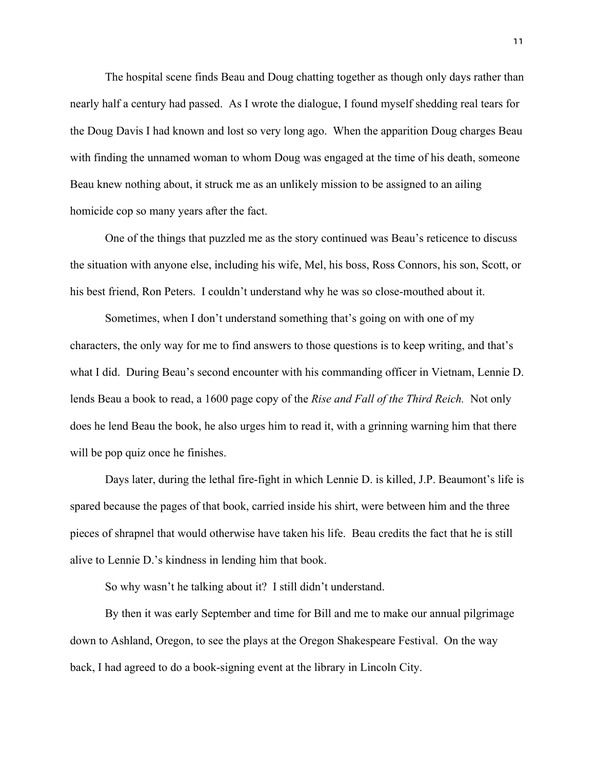The hospital scene finds Beau and Doug chatting together as though only days rather than nearly half a century had passed. As I wrote the dialogue, I found myself shedding real tears for the Doug Davis I had known and lost so very long ago. When the apparition Doug charges Beau with finding the unnamed woman to whom Doug was engaged at the time of his death, someone Beau knew nothing about, it struck me as an unlikely mission to be assigned to an ailing homicide cop so many years after the fact.

One of the things that puzzled me as the story continued was Beau's reticence to discuss the situation with anyone else, including his wife, Mel, his boss, Ross Connors, his son, Scott, or his best friend, Ron Peters. I couldn't understand why he was so close-mouthed about it.

Sometimes, when I don't understand something that's going on with one of my characters, the only way for me to find answers to those questions is to keep writing, and that's what I did. During Beau's second encounter with his commanding officer in Vietnam, Lennie D. lends Beau a book to read, a 1600 page copy of the *Rise and Fall of the Third Reich.* Not only does he lend Beau the book, he also urges him to read it, with a grinning warning him that there will be pop quiz once he finishes.

Days later, during the lethal fire-fight in which Lennie D. is killed, J.P. Beaumont's life is spared because the pages of that book, carried inside his shirt, were between him and the three pieces of shrapnel that would otherwise have taken his life. Beau credits the fact that he is still alive to Lennie D.'s kindness in lending him that book.

So why wasn't he talking about it? I still didn't understand.

By then it was early September and time for Bill and me to make our annual pilgrimage down to Ashland, Oregon, to see the plays at the Oregon Shakespeare Festival. On the way back, I had agreed to do a book-signing event at the library in Lincoln City.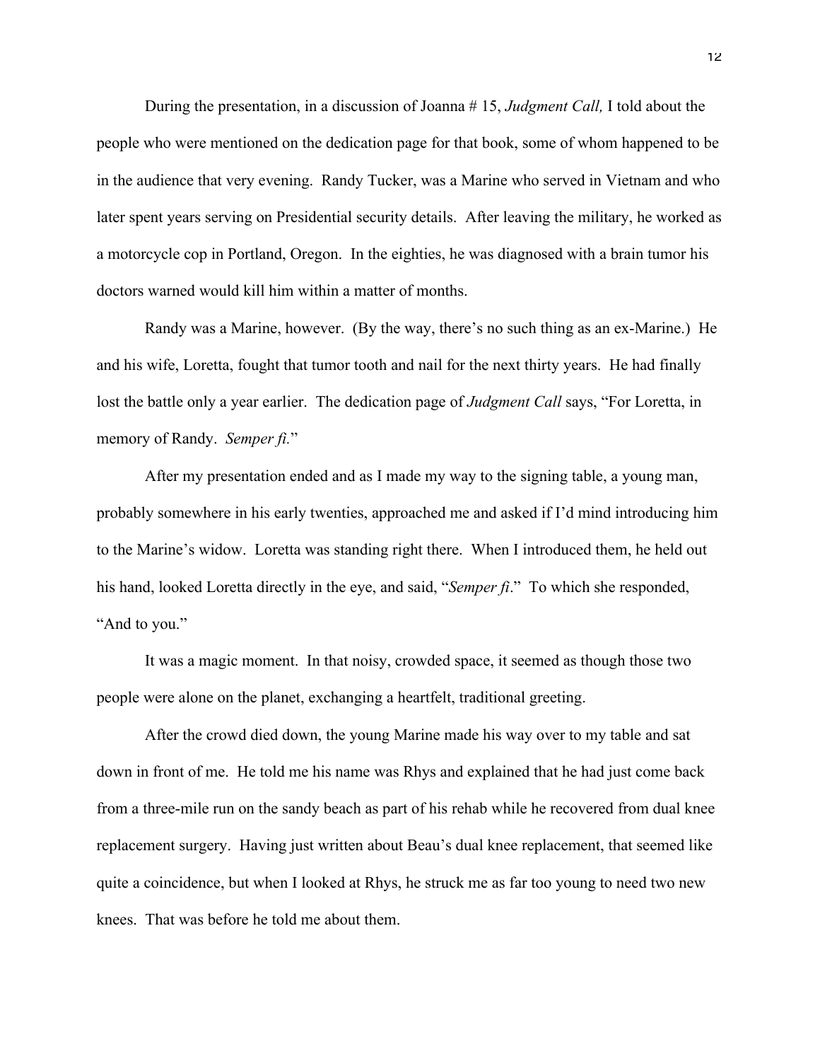During the presentation, in a discussion of Joanna # 15, *Judgment Call,* I told about the people who were mentioned on the dedication page for that book, some of whom happened to be in the audience that very evening. Randy Tucker, was a Marine who served in Vietnam and who later spent years serving on Presidential security details. After leaving the military, he worked as a motorcycle cop in Portland, Oregon. In the eighties, he was diagnosed with a brain tumor his doctors warned would kill him within a matter of months.

Randy was a Marine, however. (By the way, there's no such thing as an ex-Marine.) He and his wife, Loretta, fought that tumor tooth and nail for the next thirty years. He had finally lost the battle only a year earlier. The dedication page of *Judgment Call* says, "For Loretta, in memory of Randy. *Semper fi.*"

After my presentation ended and as I made my way to the signing table, a young man, probably somewhere in his early twenties, approached me and asked if I'd mind introducing him to the Marine's widow. Loretta was standing right there. When I introduced them, he held out his hand, looked Loretta directly in the eye, and said, "*Semper fi*." To which she responded, "And to you."

It was a magic moment. In that noisy, crowded space, it seemed as though those two people were alone on the planet, exchanging a heartfelt, traditional greeting.

After the crowd died down, the young Marine made his way over to my table and sat down in front of me. He told me his name was Rhys and explained that he had just come back from a three-mile run on the sandy beach as part of his rehab while he recovered from dual knee replacement surgery. Having just written about Beau's dual knee replacement, that seemed like quite a coincidence, but when I looked at Rhys, he struck me as far too young to need two new knees. That was before he told me about them.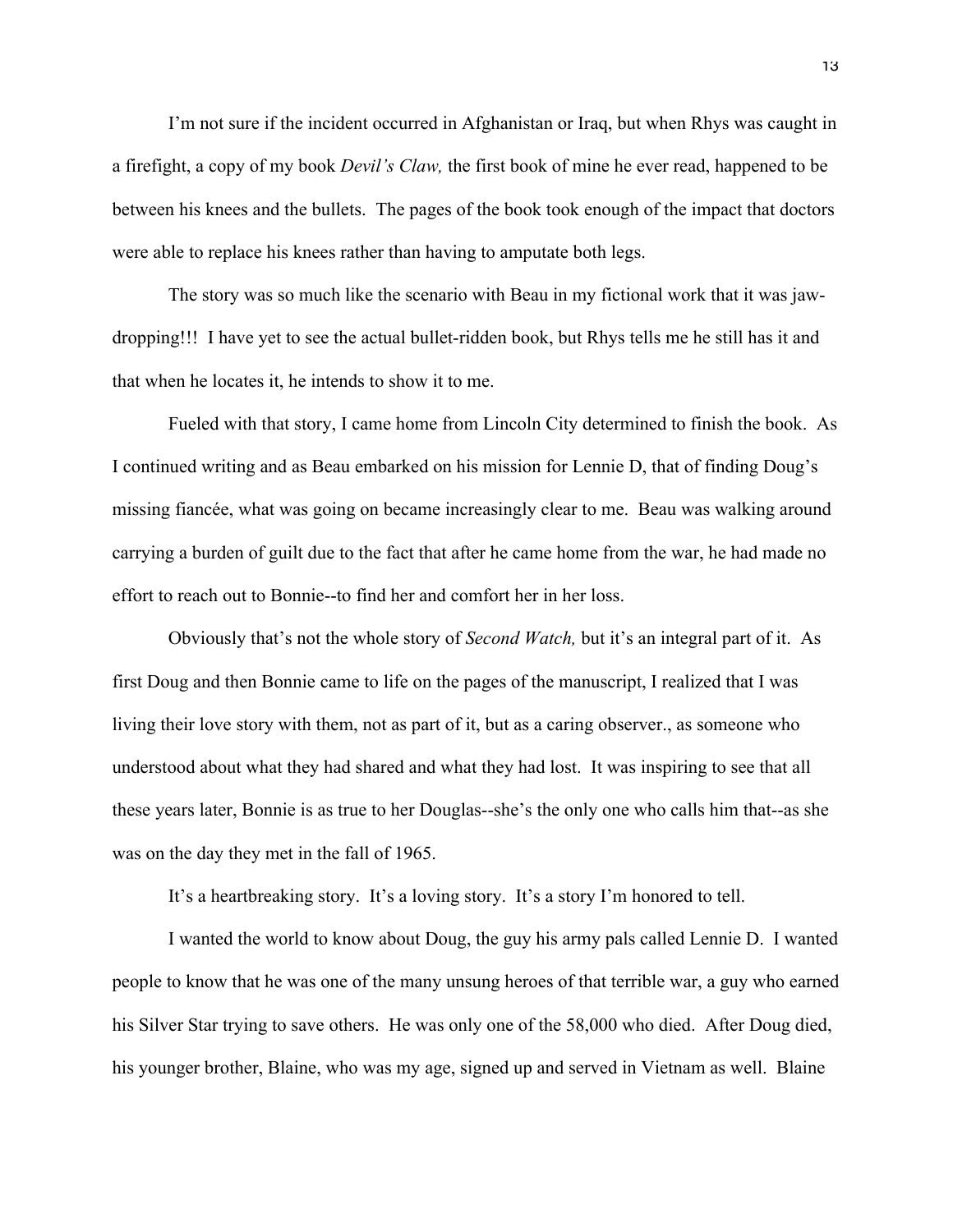I'm not sure if the incident occurred in Afghanistan or Iraq, but when Rhys was caught in a firefight, a copy of my book *Devil's Claw,* the first book of mine he ever read, happened to be between his knees and the bullets. The pages of the book took enough of the impact that doctors were able to replace his knees rather than having to amputate both legs.

The story was so much like the scenario with Beau in my fictional work that it was jaw-dropping!!! I have yet to see the actual bullet-ridden book, but Rhys tells me he still has it and that when he locates it, he intends to show it to me.

Fueled with that story, I came home from Lincoln City determined to finish the book. As I continued writing and as Beau embarked on his mission for Lennie D, that of finding Doug's missing fiancée, what was going on became increasingly clear to me. Beau was walking around carrying a burden of guilt due to the fact that after he came home from the war, he had made no effort to reach out to Bonnie--to find her and comfort her in her loss.

Obviously that's not the whole story of *Second Watch,* but it's an integral part of it. As first Doug and then Bonnie came to life on the pages of the manuscript, I realized that I was living their love story with them, not as part of it, but as a caring observer., as someone who understood about what they had shared and what they had lost. It was inspiring to see that all these years later, Bonnie is as true to her Douglas--she's the only one who calls him that--as she was on the day they met in the fall of 1965.

It's a heartbreaking story. It's a loving story. It's a story I'm honored to tell.

I wanted the world to know about Doug, the guy his army pals called Lennie D. I wanted people to know that he was one of the many unsung heroes of that terrible war, a guy who earned his Silver Star trying to save others. He was only one of the 58,000 who died. After Doug died, his younger brother, Blaine, who was my age, signed up and served in Vietnam as well. Blaine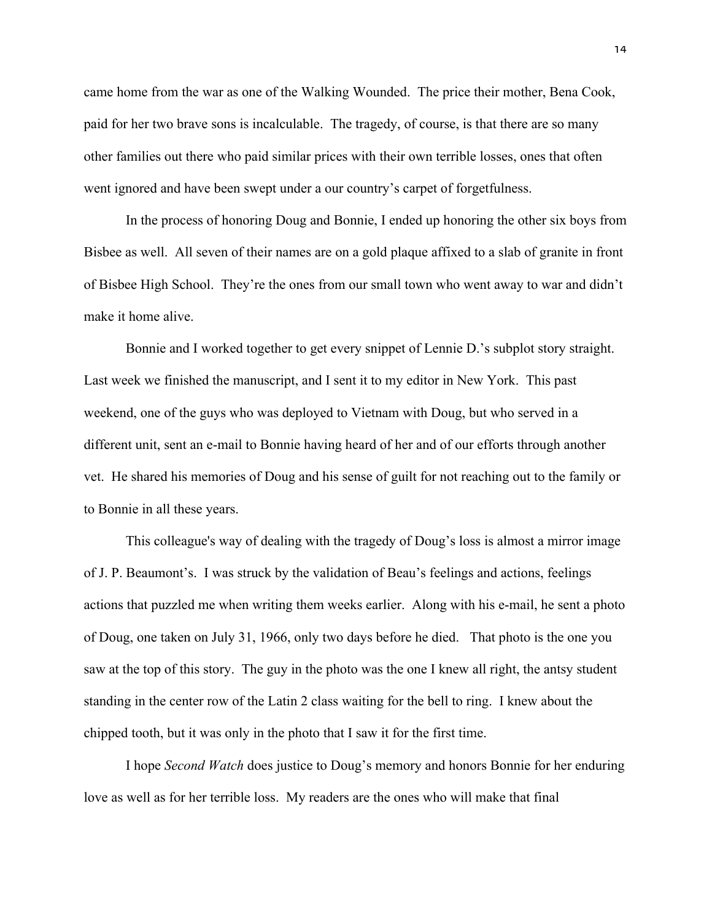came home from the war as one of the Walking Wounded. The price their mother, Bena Cook, paid for her two brave sons is incalculable. The tragedy, of course, is that there are so many other families out there who paid similar prices with their own terrible losses, ones that often went ignored and have been swept under a our country's carpet of forgetfulness.

In the process of honoring Doug and Bonnie, I ended up honoring the other six boys from Bisbee as well. All seven of their names are on a gold plaque affixed to a slab of granite in front of Bisbee High School. They're the ones from our small town who went away to war and didn't make it home alive.

Bonnie and I worked together to get every snippet of Lennie D.'s subplot story straight. Last week we finished the manuscript, and I sent it to my editor in New York. This past weekend, one of the guys who was deployed to Vietnam with Doug, but who served in a different unit, sent an e-mail to Bonnie having heard of her and of our efforts through another vet. He shared his memories of Doug and his sense of guilt for not reaching out to the family or to Bonnie in all these years.

This colleague's way of dealing with the tragedy of Doug's loss is almost a mirror image of J. P. Beaumont's. I was struck by the validation of Beau's feelings and actions, feelings actions that puzzled me when writing them weeks earlier. Along with his e-mail, he sent a photo of Doug, one taken on July 31, 1966, only two days before he died. That photo is the one you saw at the top of this story. The guy in the photo was the one I knew all right, the antsy student standing in the center row of the Latin 2 class waiting for the bell to ring. I knew about the chipped tooth, but it was only in the photo that I saw it for the first time.

I hope *Second Watch* does justice to Doug's memory and honors Bonnie for her enduring love as well as for her terrible loss. My readers are the ones who will make that final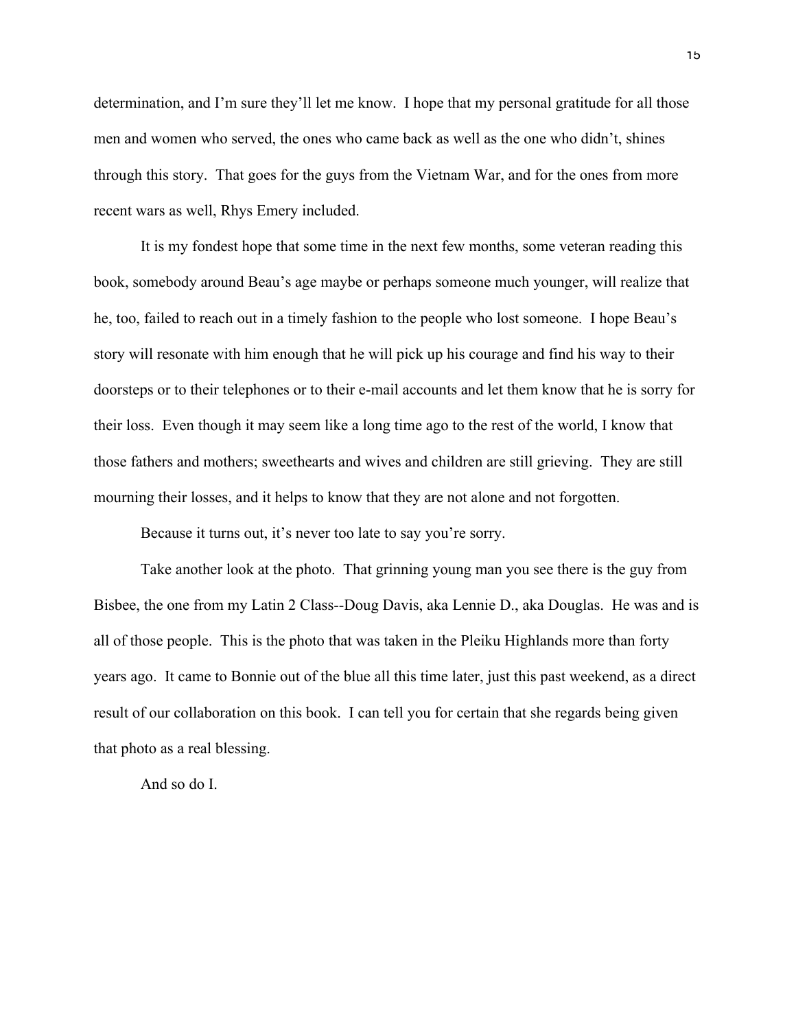determination, and I'm sure they'll let me know. I hope that my personal gratitude for all those men and women who served, the ones who came back as well as the one who didn't, shines through this story. That goes for the guys from the Vietnam War, and for the ones from more recent wars as well, Rhys Emery included.

It is my fondest hope that some time in the next few months, some veteran reading this book, somebody around Beau's age maybe or perhaps someone much younger, will realize that he, too, failed to reach out in a timely fashion to the people who lost someone. I hope Beau's story will resonate with him enough that he will pick up his courage and find his way to their doorsteps or to their telephones or to their e-mail accounts and let them know that he is sorry for their loss. Even though it may seem like a long time ago to the rest of the world, I know that those fathers and mothers; sweethearts and wives and children are still grieving. They are still mourning their losses, and it helps to know that they are not alone and not forgotten.

Because it turns out, it's never too late to say you're sorry.

Take another look at the photo. That grinning young man you see there is the guy from Bisbee, the one from my Latin 2 Class--Doug Davis, aka Lennie D., aka Douglas. He was and is all of those people. This is the photo that was taken in the Pleiku Highlands more than forty years ago. It came to Bonnie out of the blue all this time later, just this past weekend, as a direct result of our collaboration on this book. I can tell you for certain that she regards being given that photo as a real blessing.

And so do I.